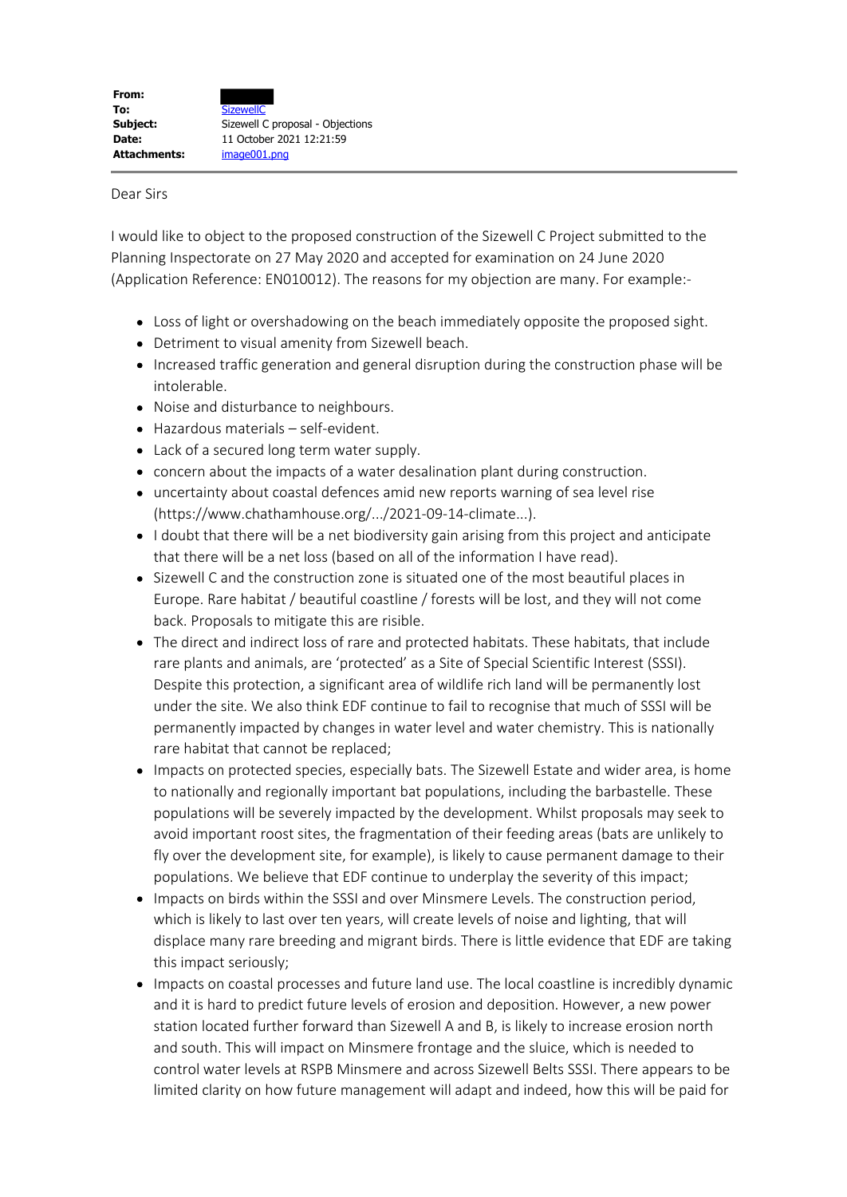| | |
|---|---|
| **From:** | |
| **To:** | SizewellC |
| **Subject:** | Sizewell C proposal - Objections |
| **Date:** | 11 October 2021 12:21:59 |
| **Attachments:** | image001.png |

Dear Sirs

I would like to object to the proposed construction of the Sizewell C Project submitted to the Planning Inspectorate on 27 May 2020 and accepted for examination on 24 June 2020 (Application Reference: EN010012). The reasons for my objection are many. For example:-

- Loss of light or overshadowing on the beach immediately opposite the proposed sight.
- Detriment to visual amenity from Sizewell beach.
- Increased traffic generation and general disruption during the construction phase will be intolerable.
- Noise and disturbance to neighbours.
- Hazardous materials – self-evident.
- Lack of a secured long term water supply.
- concern about the impacts of a water desalination plant during construction.
- uncertainty about coastal defences amid new reports warning of sea level rise (https://www.chathamhouse.org/.../2021-09-14-climate...).
- I doubt that there will be a net biodiversity gain arising from this project and anticipate that there will be a net loss (based on all of the information I have read).
- Sizewell C and the construction zone is situated one of the most beautiful places in Europe. Rare habitat / beautiful coastline / forests will be lost, and they will not come back. Proposals to mitigate this are risible.
- The direct and indirect loss of rare and protected habitats. These habitats, that include rare plants and animals, are 'protected' as a Site of Special Scientific Interest (SSSI). Despite this protection, a significant area of wildlife rich land will be permanently lost under the site. We also think EDF continue to fail to recognise that much of SSSI will be permanently impacted by changes in water level and water chemistry. This is nationally rare habitat that cannot be replaced;
- Impacts on protected species, especially bats. The Sizewell Estate and wider area, is home to nationally and regionally important bat populations, including the barbastelle. These populations will be severely impacted by the development. Whilst proposals may seek to avoid important roost sites, the fragmentation of their feeding areas (bats are unlikely to fly over the development site, for example), is likely to cause permanent damage to their populations. We believe that EDF continue to underplay the severity of this impact;
- Impacts on birds within the SSSI and over Minsmere Levels. The construction period, which is likely to last over ten years, will create levels of noise and lighting, that will displace many rare breeding and migrant birds. There is little evidence that EDF are taking this impact seriously;
- Impacts on coastal processes and future land use. The local coastline is incredibly dynamic and it is hard to predict future levels of erosion and deposition. However, a new power station located further forward than Sizewell A and B, is likely to increase erosion north and south. This will impact on Minsmere frontage and the sluice, which is needed to control water levels at RSPB Minsmere and across Sizewell Belts SSSI. There appears to be limited clarity on how future management will adapt and indeed, how this will be paid for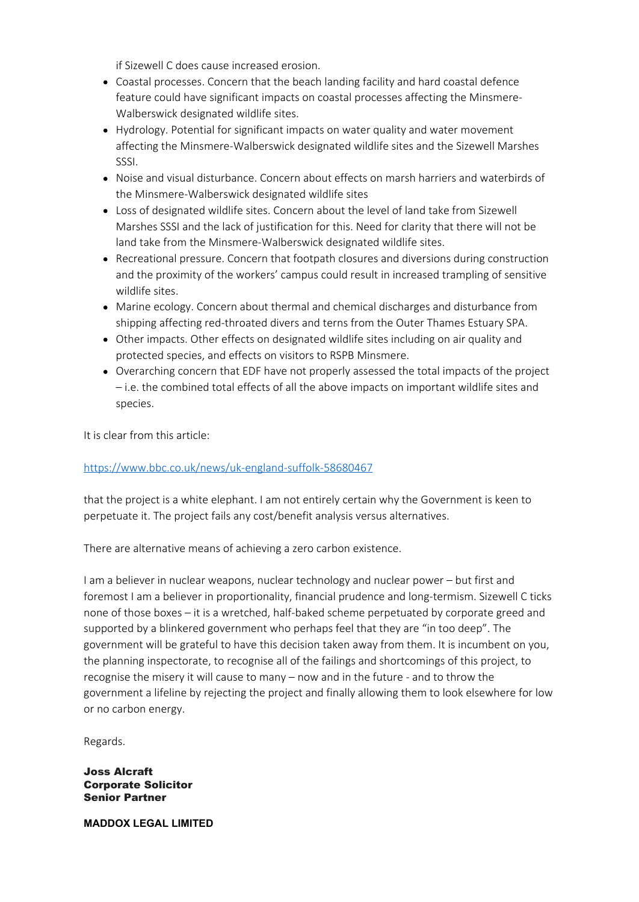if Sizewell C does cause increased erosion.

- Coastal processes. Concern that the beach landing facility and hard coastal defence feature could have significant impacts on coastal processes affecting the Minsmere-Walberswick designated wildlife sites.
- Hydrology. Potential for significant impacts on water quality and water movement affecting the Minsmere-Walberswick designated wildlife sites and the Sizewell Marshes SSSI.
- Noise and visual disturbance. Concern about effects on marsh harriers and waterbirds of the Minsmere-Walberswick designated wildlife sites
- Loss of designated wildlife sites. Concern about the level of land take from Sizewell Marshes SSSI and the lack of justification for this. Need for clarity that there will not be land take from the Minsmere-Walberswick designated wildlife sites.
- Recreational pressure. Concern that footpath closures and diversions during construction and the proximity of the workers' campus could result in increased trampling of sensitive wildlife sites.
- Marine ecology. Concern about thermal and chemical discharges and disturbance from shipping affecting red-throated divers and terns from the Outer Thames Estuary SPA.
- Other impacts. Other effects on designated wildlife sites including on air quality and protected species, and effects on visitors to RSPB Minsmere.
- Overarching concern that EDF have not properly assessed the total impacts of the project – i.e. the combined total effects of all the above impacts on important wildlife sites and species.

It is clear from this article:

https://www.bbc.co.uk/news/uk-england-suffolk-58680467

that the project is a white elephant. I am not entirely certain why the Government is keen to perpetuate it. The project fails any cost/benefit analysis versus alternatives.

There are alternative means of achieving a zero carbon existence.

I am a believer in nuclear weapons, nuclear technology and nuclear power – but first and foremost I am a believer in proportionality, financial prudence and long-termism. Sizewell C ticks none of those boxes – it is a wretched, half-baked scheme perpetuated by corporate greed and supported by a blinkered government who perhaps feel that they are "in too deep". The government will be grateful to have this decision taken away from them. It is incumbent on you, the planning inspectorate, to recognise all of the failings and shortcomings of this project, to recognise the misery it will cause to many – now and in the future - and to throw the government a lifeline by rejecting the project and finally allowing them to look elsewhere for low or no carbon energy.

Regards.

**Joss Alcraft**
**Corporate Solicitor**
**Senior Partner**

**MADDOX LEGAL LIMITED**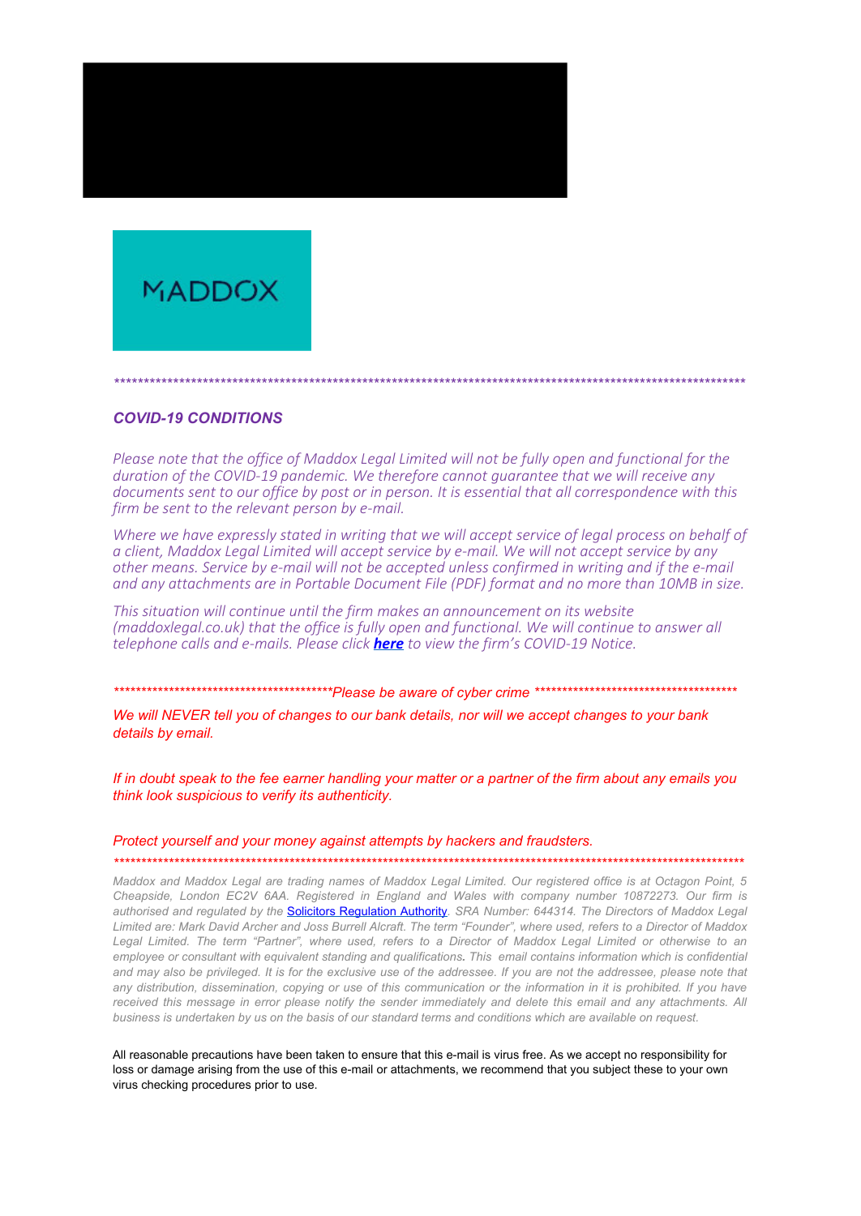MADDOX

*********************************************************************************************************

***COVID-19 CONDITIONS***

*Please note that the office of Maddox Legal Limited will not be fully open and functional for the duration of the COVID-19 pandemic. We therefore cannot guarantee that we will receive any documents sent to our office by post or in person. It is essential that all correspondence with this firm be sent to the relevant person by e-mail.*

*Where we have expressly stated in writing that we will accept service of legal process on behalf of a client, Maddox Legal Limited will accept service by e-mail. We will not accept service by any other means. Service by e-mail will not be accepted unless confirmed in writing and if the e-mail and any attachments are in Portable Document File (PDF) format and no more than 10MB in size.*

*This situation will continue until the firm makes an announcement on its website (maddoxlegal.co.uk) that the office is fully open and functional. We will continue to answer all telephone calls and e-mails. Please click **here** to view the firm's COVID-19 Notice.*

*****************************************Please be aware of cyber crime *************************************

*We will NEVER tell you of changes to our bank details, nor will we accept changes to your bank details by email.*

*If in doubt speak to the fee earner handling your matter or a partner of the firm about any emails you think look suspicious to verify its authenticity.*

*Protect yourself and your money against attempts by hackers and fraudsters.*

*********************************************************************************************************

*Maddox and Maddox Legal are trading names of Maddox Legal Limited. Our registered office is at Octagon Point, 5 Cheapside, London EC2V 6AA. Registered in England and Wales with company number 10872273. Our firm is authorised and regulated by the Solicitors Regulation Authority. SRA Number: 644314. The Directors of Maddox Legal Limited are: Mark David Archer and Joss Burrell Alcraft. The term "Founder", where used, refers to a Director of Maddox Legal Limited. The term "Partner", where used, refers to a Director of Maddox Legal Limited or otherwise to an employee or consultant with equivalent standing and qualifications. This email contains information which is confidential and may also be privileged. It is for the exclusive use of the addressee. If you are not the addressee, please note that any distribution, dissemination, copying or use of this communication or the information in it is prohibited. If you have received this message in error please notify the sender immediately and delete this email and any attachments. All business is undertaken by us on the basis of our standard terms and conditions which are available on request.*

All reasonable precautions have been taken to ensure that this e-mail is virus free. As we accept no responsibility for loss or damage arising from the use of this e-mail or attachments, we recommend that you subject these to your own virus checking procedures prior to use.